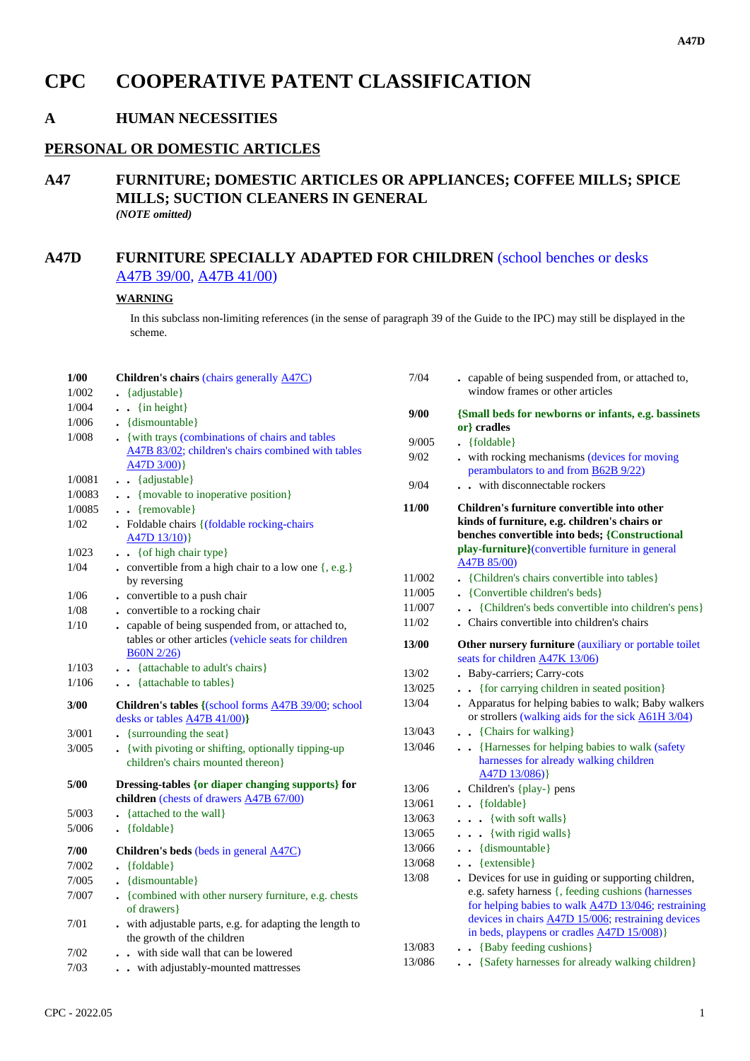# CPC COOPERATIVE PATENT CLASSIFICATION

## A HUMAN NECESSITIES

## PERSONAL OR DOMESTIC ARTICLES

## A47 FURNITURE; DOMESTIC ARTICLES OR APPLIANCES; COFFEE MILLS; SPICE MILLS; SUCTION CLEANERS IN GENERAL

*(NOTE omitted)*

## A47D FURNITURE SPECIALLY ADAPTED FOR CHILDREN (school benches or desks A47B 39/00, A47B 41/00)

**WARNING**

In this subclass non-limiting references (in the sense of paragraph 39 of the Guide to the IPC) may still be displayed in the scheme.

| | |
|---|---|
| **1/00** | **Children's chairs** (chairs generally A47C) |
| 1/002 | . {adjustable} |
| 1/004 | . . {in height} |
| 1/006 | . {dismountable} |
| 1/008 | . {with trays (combinations of chairs and tables A47B 83/02; children's chairs combined with tables A47D 3/00)} |
| 1/0081 | . . {adjustable} |
| 1/0083 | . . {movable to inoperative position} |
| 1/0085 | . . {removable} |
| 1/02 | . Foldable chairs {(foldable rocking-chairs A47D 13/10)} |
| 1/023 | . . {of high chair type} |
| 1/04 | . convertible from a high chair to a low one {, e.g.} by reversing |
| 1/06 | . convertible to a push chair |
| 1/08 | . convertible to a rocking chair |
| 1/10 | . capable of being suspended from, or attached to, tables or other articles (vehicle seats for children B60N 2/26) |
| 1/103 | . . {attachable to adult's chairs} |
| 1/106 | . . {attachable to tables} |
| **3/00** | **Children's tables {**(school forms A47B 39/00; school desks or tables A47B 41/00)**}** |
| 3/001 | . {surrounding the seat} |
| 3/005 | . {with pivoting or shifting, optionally tipping-up children's chairs mounted thereon} |
| **5/00** | **Dressing-tables {or diaper changing supports} for children** (chests of drawers A47B 67/00) |
| 5/003 | . {attached to the wall} |
| 5/006 | . {foldable} |
| **7/00** | **Children's beds** (beds in general A47C) |
| 7/002 | . {foldable} |
| 7/005 | . {dismountable} |
| 7/007 | . {combined with other nursery furniture, e.g. chests of drawers} |
| 7/01 | . with adjustable parts, e.g. for adapting the length to the growth of the children |
| 7/02 | . . with side wall that can be lowered |
| 7/03 | . . with adjustably-mounted mattresses |
| 7/04 | . capable of being suspended from, or attached to, window frames or other articles |
| **9/00** | **{Small beds for newborns or infants, e.g. bassinets or} cradles** |
| 9/005 | . {foldable} |
| 9/02 | . with rocking mechanisms (devices for moving perambulators to and from B62B 9/22) |
| 9/04 | . . with disconnectable rockers |
| **11/00** | **Children's furniture convertible into other kinds of furniture, e.g. children's chairs or benches convertible into beds; {Constructional play-furniture}**(convertible furniture in general A47B 85/00) |
| 11/002 | . {Children's chairs convertible into tables} |
| 11/005 | . {Convertible children's beds} |
| 11/007 | . . {Children's beds convertible into children's pens} |
| 11/02 | . Chairs convertible into children's chairs |
| **13/00** | **Other nursery furniture** (auxiliary or portable toilet seats for children A47K 13/06) |
| 13/02 | . Baby-carriers; Carry-cots |
| 13/025 | . . {for carrying children in seated position} |
| 13/04 | . Apparatus for helping babies to walk; Baby walkers or strollers (walking aids for the sick A61H 3/04) |
| 13/043 | . . {Chairs for walking} |
| 13/046 | . . {Harnesses for helping babies to walk (safety harnesses for already walking children A47D 13/086)} |
| 13/06 | . Children's {play-} pens |
| 13/061 | . . {foldable} |
| 13/063 | . . . {with soft walls} |
| 13/065 | . . . {with rigid walls} |
| 13/066 | . . {dismountable} |
| 13/068 | . . {extensible} |
| 13/08 | . Devices for use in guiding or supporting children, e.g. safety harness {, feeding cushions (harnesses for helping babies to walk A47D 13/046; restraining devices in chairs A47D 15/006; restraining devices in beds, playpens or cradles A47D 15/008)} |
| 13/083 | . . {Baby feeding cushions} |
| 13/086 | . . {Safety harnesses for already walking children} |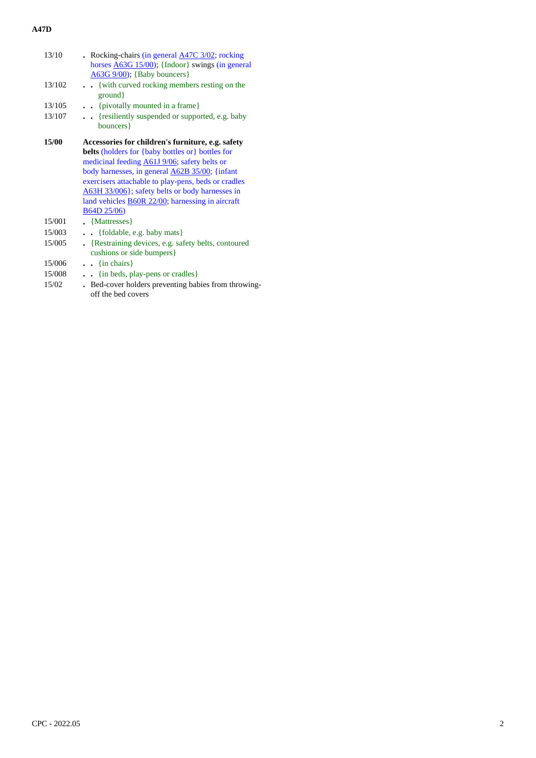| | |
|---|---|
| 13/10 | . Rocking-chairs (in general A47C 3/02; rocking horses A63G 15/00); {Indoor} swings (in general A63G 9/00); {Baby bouncers} |
| 13/102 | . . {with curved rocking members resting on the ground} |
| 13/105 | . . {pivotally mounted in a frame} |
| 13/107 | . . {resiliently suspended or supported, e.g. baby bouncers} |
| **15/00** | **Accessories for children's furniture, e.g. safety belts** (holders for {baby bottles or} bottles for medicinal feeding A61J 9/06; safety belts or body harnesses, in general A62B 35/00; {infant exercisers attachable to play-pens, beds or cradles A63H 33/006}; safety belts or body harnesses in land vehicles B60R 22/00; harnessing in aircraft B64D 25/06) |
| 15/001 | . {Mattresses} |
| 15/003 | . . {foldable, e.g. baby mats} |
| 15/005 | . {Restraining devices, e.g. safety belts, contoured cushions or side bumpers} |
| 15/006 | . . {in chairs} |
| 15/008 | . . {in beds, play-pens or cradles} |
| 15/02 | . Bed-cover holders preventing babies from throwing-off the bed covers |